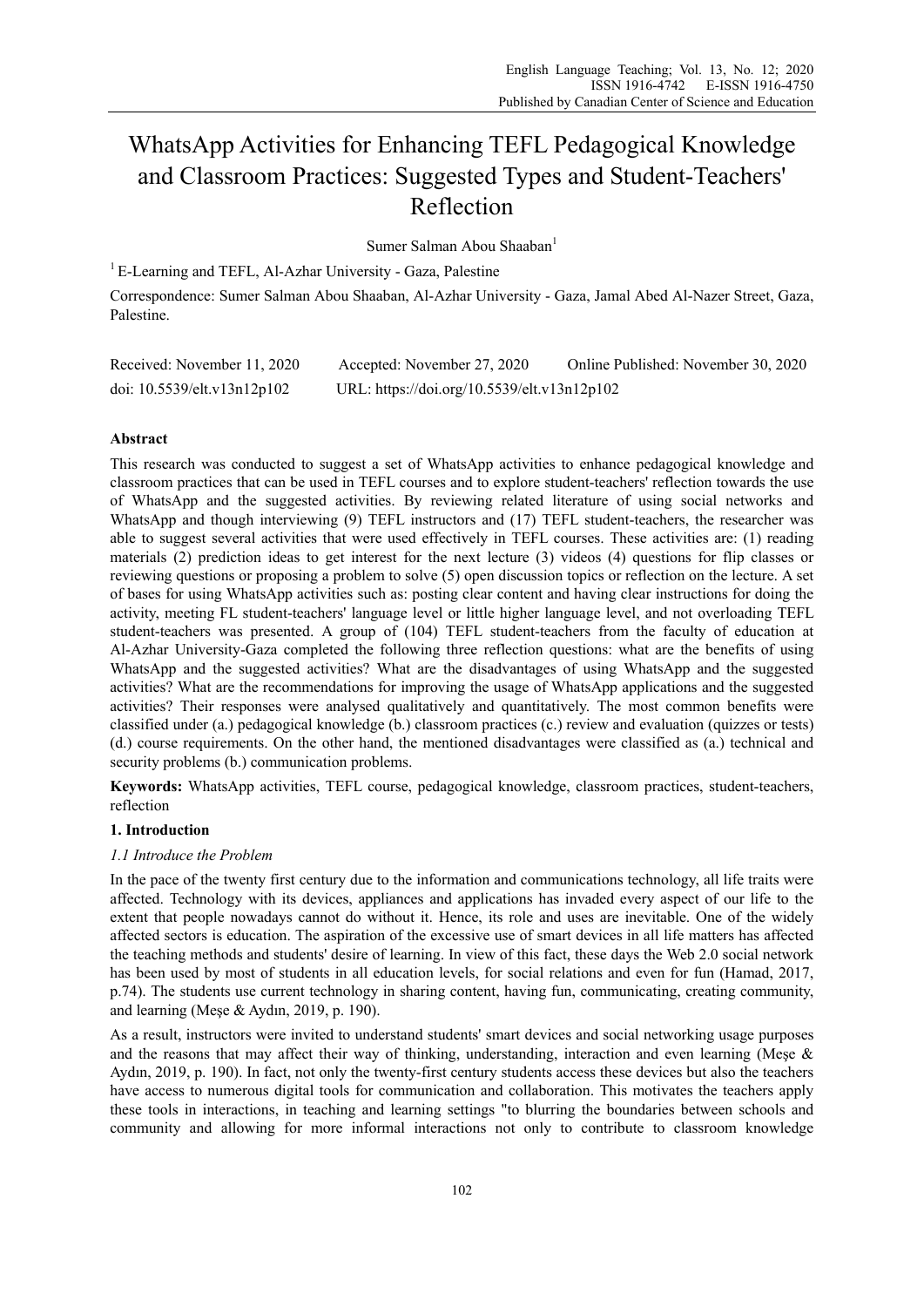# WhatsApp Activities for Enhancing TEFL Pedagogical Knowledge and Classroom Practices: Suggested Types and Student-Teachers' Reflection

Sumer Salman Abou Shaaban[1]

[1] E-Learning and TEFL, Al-Azhar University - Gaza, Palestine

Correspondence: Sumer Salman Abou Shaaban, Al-Azhar University - Gaza, Jamal Abed Al-Nazer Street, Gaza, Palestine.

Received: November 11, 2020 Accepted: November 27, 2020 Online Published: November 30, 2020

doi: 10.5539/elt.v13n12p102 URL: https://doi.org/10.5539/elt.v13n12p102

**Abstract**

This research was conducted to suggest a set of WhatsApp activities to enhance pedagogical knowledge and classroom practices that can be used in TEFL courses and to explore student-teachers' reflection towards the use of WhatsApp and the suggested activities. By reviewing related literature of using social networks and WhatsApp and though interviewing (9) TEFL instructors and (17) TEFL student-teachers, the researcher was able to suggest several activities that were used effectively in TEFL courses. These activities are: (1) reading materials (2) prediction ideas to get interest for the next lecture (3) videos (4) questions for flip classes or reviewing questions or proposing a problem to solve (5) open discussion topics or reflection on the lecture. A set of bases for using WhatsApp activities such as: posting clear content and having clear instructions for doing the activity, meeting FL student-teachers' language level or little higher language level, and not overloading TEFL student-teachers was presented. A group of (104) TEFL student-teachers from the faculty of education at Al-Azhar University-Gaza completed the following three reflection questions: what are the benefits of using WhatsApp and the suggested activities? What are the disadvantages of using WhatsApp and the suggested activities? What are the recommendations for improving the usage of WhatsApp applications and the suggested activities? Their responses were analysed qualitatively and quantitatively. The most common benefits were classified under (a.) pedagogical knowledge (b.) classroom practices (c.) review and evaluation (quizzes or tests) (d.) course requirements. On the other hand, the mentioned disadvantages were classified as (a.) technical and security problems (b.) communication problems.

**Keywords:** WhatsApp activities, TEFL course, pedagogical knowledge, classroom practices, student-teachers, reflection

## 1. Introduction

### *1.1 Introduce the Problem*

In the pace of the twenty first century due to the information and communications technology, all life traits were affected. Technology with its devices, appliances and applications has invaded every aspect of our life to the extent that people nowadays cannot do without it. Hence, its role and uses are inevitable. One of the widely affected sectors is education. The aspiration of the excessive use of smart devices in all life matters has affected the teaching methods and students' desire of learning. In view of this fact, these days the Web 2.0 social network has been used by most of students in all education levels, for social relations and even for fun (Hamad, 2017, p.74). The students use current technology in sharing content, having fun, communicating, creating community, and learning (Meşe & Aydın, 2019, p. 190).

As a result, instructors were invited to understand students' smart devices and social networking usage purposes and the reasons that may affect their way of thinking, understanding, interaction and even learning (Meşe & Aydın, 2019, p. 190). In fact, not only the twenty-first century students access these devices but also the teachers have access to numerous digital tools for communication and collaboration. This motivates the teachers apply these tools in interactions, in teaching and learning settings "to blurring the boundaries between schools and community and allowing for more informal interactions not only to contribute to classroom knowledge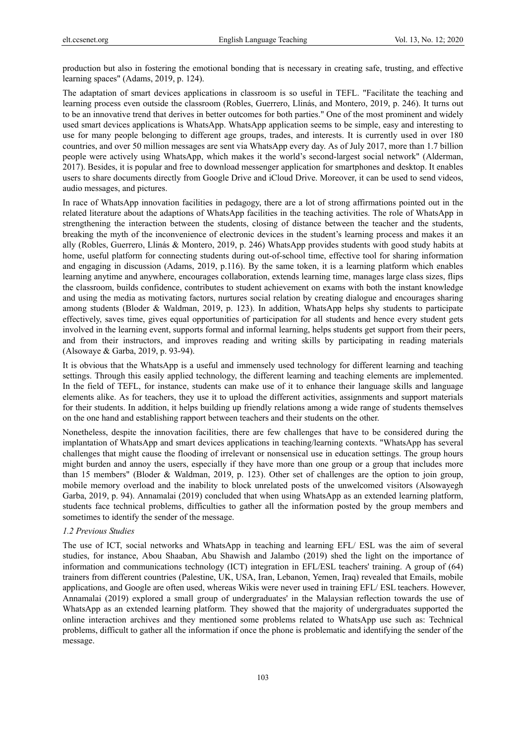production but also in fostering the emotional bonding that is necessary in creating safe, trusting, and effective learning spaces" (Adams, 2019, p. 124).

The adaptation of smart devices applications in classroom is so useful in TEFL. "Facilitate the teaching and learning process even outside the classroom (Robles, Guerrero, Llinás, and Montero, 2019, p. 246). It turns out to be an innovative trend that derives in better outcomes for both parties." One of the most prominent and widely used smart devices applications is WhatsApp. WhatsApp application seems to be simple, easy and interesting to use for many people belonging to different age groups, trades, and interests. It is currently used in over 180 countries, and over 50 million messages are sent via WhatsApp every day. As of July 2017, more than 1.7 billion people were actively using WhatsApp, which makes it the world's second-largest social network" (Alderman, 2017). Besides, it is popular and free to download messenger application for smartphones and desktop. It enables users to share documents directly from Google Drive and iCloud Drive. Moreover, it can be used to send videos, audio messages, and pictures.

In race of WhatsApp innovation facilities in pedagogy, there are a lot of strong affirmations pointed out in the related literature about the adaptions of WhatsApp facilities in the teaching activities. The role of WhatsApp in strengthening the interaction between the students, closing of distance between the teacher and the students, breaking the myth of the inconvenience of electronic devices in the student's learning process and makes it an ally (Robles, Guerrero, Llinás & Montero, 2019, p. 246) WhatsApp provides students with good study habits at home, useful platform for connecting students during out-of-school time, effective tool for sharing information and engaging in discussion (Adams, 2019, p.116). By the same token, it is a learning platform which enables learning anytime and anywhere, encourages collaboration, extends learning time, manages large class sizes, flips the classroom, builds confidence, contributes to student achievement on exams with both the instant knowledge and using the media as motivating factors, nurtures social relation by creating dialogue and encourages sharing among students (Bloder & Waldman, 2019, p. 123). In addition, WhatsApp helps shy students to participate effectively, saves time, gives equal opportunities of participation for all students and hence every student gets involved in the learning event, supports formal and informal learning, helps students get support from their peers, and from their instructors, and improves reading and writing skills by participating in reading materials (Alsowaye & Garba, 2019, p. 93-94).

It is obvious that the WhatsApp is a useful and immensely used technology for different learning and teaching settings. Through this easily applied technology, the different learning and teaching elements are implemented. In the field of TEFL, for instance, students can make use of it to enhance their language skills and language elements alike. As for teachers, they use it to upload the different activities, assignments and support materials for their students. In addition, it helps building up friendly relations among a wide range of students themselves on the one hand and establishing rapport between teachers and their students on the other.

Nonetheless, despite the innovation facilities, there are few challenges that have to be considered during the implantation of WhatsApp and smart devices applications in teaching/learning contexts. "WhatsApp has several challenges that might cause the flooding of irrelevant or nonsensical use in education settings. The group hours might burden and annoy the users, especially if they have more than one group or a group that includes more than 15 members" (Bloder & Waldman, 2019, p. 123). Other set of challenges are the option to join group, mobile memory overload and the inability to block unrelated posts of the unwelcomed visitors (Alsowayegh Garba, 2019, p. 94). Annamalai (2019) concluded that when using WhatsApp as an extended learning platform, students face technical problems, difficulties to gather all the information posted by the group members and sometimes to identify the sender of the message.

### *1.2 Previous Studies*

The use of ICT, social networks and WhatsApp in teaching and learning EFL/ ESL was the aim of several studies, for instance, Abou Shaaban, Abu Shawish and Jalambo (2019) shed the light on the importance of information and communications technology (ICT) integration in EFL/ESL teachers' training. A group of (64) trainers from different countries (Palestine, UK, USA, Iran, Lebanon, Yemen, Iraq) revealed that Emails, mobile applications, and Google are often used, whereas Wikis were never used in training EFL/ ESL teachers. However, Annamalai (2019) explored a small group of undergraduates' in the Malaysian reflection towards the use of WhatsApp as an extended learning platform. They showed that the majority of undergraduates supported the online interaction archives and they mentioned some problems related to WhatsApp use such as: Technical problems, difficult to gather all the information if once the phone is problematic and identifying the sender of the message.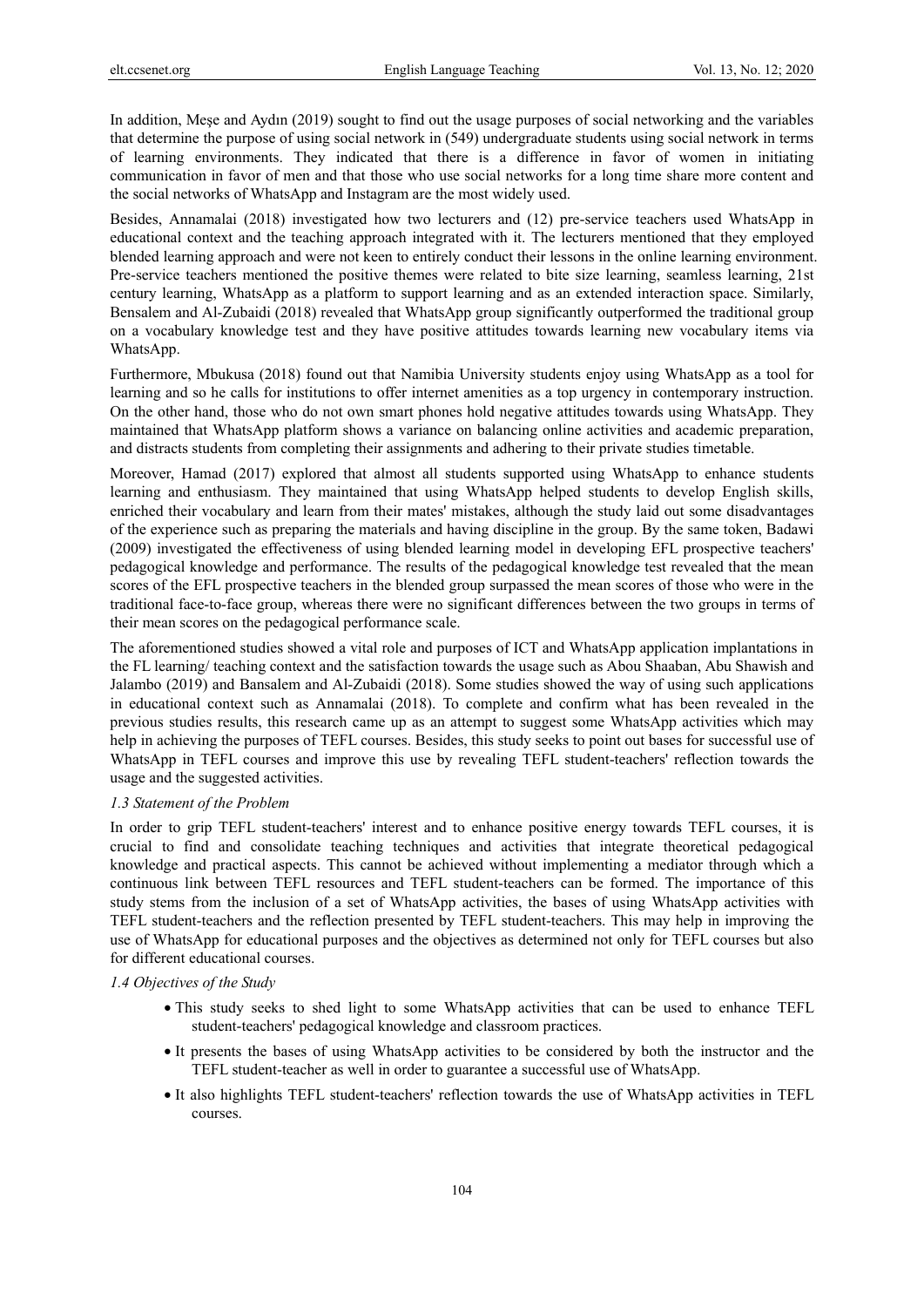In addition, Meşe and Aydın (2019) sought to find out the usage purposes of social networking and the variables that determine the purpose of using social network in (549) undergraduate students using social network in terms of learning environments. They indicated that there is a difference in favor of women in initiating communication in favor of men and that those who use social networks for a long time share more content and the social networks of WhatsApp and Instagram are the most widely used.

Besides, Annamalai (2018) investigated how two lecturers and (12) pre-service teachers used WhatsApp in educational context and the teaching approach integrated with it. The lecturers mentioned that they employed blended learning approach and were not keen to entirely conduct their lessons in the online learning environment. Pre-service teachers mentioned the positive themes were related to bite size learning, seamless learning, 21st century learning, WhatsApp as a platform to support learning and as an extended interaction space. Similarly, Bensalem and Al-Zubaidi (2018) revealed that WhatsApp group significantly outperformed the traditional group on a vocabulary knowledge test and they have positive attitudes towards learning new vocabulary items via WhatsApp.

Furthermore, Mbukusa (2018) found out that Namibia University students enjoy using WhatsApp as a tool for learning and so he calls for institutions to offer internet amenities as a top urgency in contemporary instruction. On the other hand, those who do not own smart phones hold negative attitudes towards using WhatsApp. They maintained that WhatsApp platform shows a variance on balancing online activities and academic preparation, and distracts students from completing their assignments and adhering to their private studies timetable.

Moreover, Hamad (2017) explored that almost all students supported using WhatsApp to enhance students learning and enthusiasm. They maintained that using WhatsApp helped students to develop English skills, enriched their vocabulary and learn from their mates' mistakes, although the study laid out some disadvantages of the experience such as preparing the materials and having discipline in the group. By the same token, Badawi (2009) investigated the effectiveness of using blended learning model in developing EFL prospective teachers' pedagogical knowledge and performance. The results of the pedagogical knowledge test revealed that the mean scores of the EFL prospective teachers in the blended group surpassed the mean scores of those who were in the traditional face-to-face group, whereas there were no significant differences between the two groups in terms of their mean scores on the pedagogical performance scale.

The aforementioned studies showed a vital role and purposes of ICT and WhatsApp application implantations in the FL learning/ teaching context and the satisfaction towards the usage such as Abou Shaaban, Abu Shawish and Jalambo (2019) and Bansalem and Al-Zubaidi (2018). Some studies showed the way of using such applications in educational context such as Annamalai (2018). To complete and confirm what has been revealed in the previous studies results, this research came up as an attempt to suggest some WhatsApp activities which may help in achieving the purposes of TEFL courses. Besides, this study seeks to point out bases for successful use of WhatsApp in TEFL courses and improve this use by revealing TEFL student-teachers' reflection towards the usage and the suggested activities.

### *1.3 Statement of the Problem*

In order to grip TEFL student-teachers' interest and to enhance positive energy towards TEFL courses, it is crucial to find and consolidate teaching techniques and activities that integrate theoretical pedagogical knowledge and practical aspects. This cannot be achieved without implementing a mediator through which a continuous link between TEFL resources and TEFL student-teachers can be formed. The importance of this study stems from the inclusion of a set of WhatsApp activities, the bases of using WhatsApp activities with TEFL student-teachers and the reflection presented by TEFL student-teachers. This may help in improving the use of WhatsApp for educational purposes and the objectives as determined not only for TEFL courses but also for different educational courses.

### *1.4 Objectives of the Study*

- This study seeks to shed light to some WhatsApp activities that can be used to enhance TEFL student-teachers' pedagogical knowledge and classroom practices.
- It presents the bases of using WhatsApp activities to be considered by both the instructor and the TEFL student-teacher as well in order to guarantee a successful use of WhatsApp.
- It also highlights TEFL student-teachers' reflection towards the use of WhatsApp activities in TEFL courses.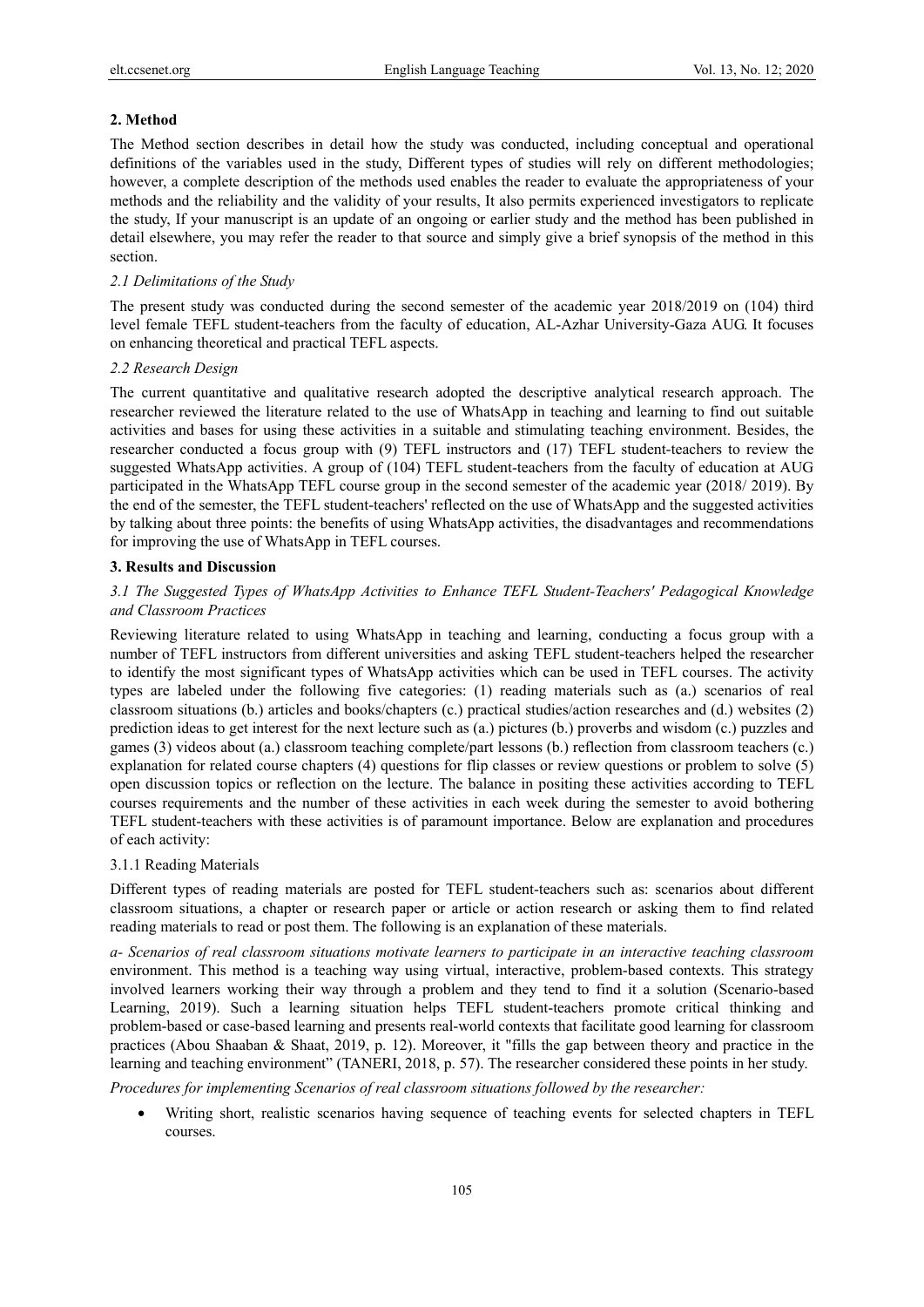## 2. Method

The Method section describes in detail how the study was conducted, including conceptual and operational definitions of the variables used in the study, Different types of studies will rely on different methodologies; however, a complete description of the methods used enables the reader to evaluate the appropriateness of your methods and the reliability and the validity of your results, It also permits experienced investigators to replicate the study, If your manuscript is an update of an ongoing or earlier study and the method has been published in detail elsewhere, you may refer the reader to that source and simply give a brief synopsis of the method in this section.

### *2.1 Delimitations of the Study*

The present study was conducted during the second semester of the academic year 2018/2019 on (104) third level female TEFL student-teachers from the faculty of education, AL-Azhar University-Gaza AUG. It focuses on enhancing theoretical and practical TEFL aspects.

### *2.2 Research Design*

The current quantitative and qualitative research adopted the descriptive analytical research approach. The researcher reviewed the literature related to the use of WhatsApp in teaching and learning to find out suitable activities and bases for using these activities in a suitable and stimulating teaching environment. Besides, the researcher conducted a focus group with (9) TEFL instructors and (17) TEFL student-teachers to review the suggested WhatsApp activities. A group of (104) TEFL student-teachers from the faculty of education at AUG participated in the WhatsApp TEFL course group in the second semester of the academic year (2018/ 2019). By the end of the semester, the TEFL student-teachers' reflected on the use of WhatsApp and the suggested activities by talking about three points: the benefits of using WhatsApp activities, the disadvantages and recommendations for improving the use of WhatsApp in TEFL courses.

## 3. Results and Discussion

### *3.1 The Suggested Types of WhatsApp Activities to Enhance TEFL Student-Teachers' Pedagogical Knowledge and Classroom Practices*

Reviewing literature related to using WhatsApp in teaching and learning, conducting a focus group with a number of TEFL instructors from different universities and asking TEFL student-teachers helped the researcher to identify the most significant types of WhatsApp activities which can be used in TEFL courses. The activity types are labeled under the following five categories: (1) reading materials such as (a.) scenarios of real classroom situations (b.) articles and books/chapters (c.) practical studies/action researches and (d.) websites (2) prediction ideas to get interest for the next lecture such as (a.) pictures (b.) proverbs and wisdom (c.) puzzles and games (3) videos about (a.) classroom teaching complete/part lessons (b.) reflection from classroom teachers (c.) explanation for related course chapters (4) questions for flip classes or review questions or problem to solve (5) open discussion topics or reflection on the lecture. The balance in positing these activities according to TEFL courses requirements and the number of these activities in each week during the semester to avoid bothering TEFL student-teachers with these activities is of paramount importance. Below are explanation and procedures of each activity:

#### 3.1.1 Reading Materials

Different types of reading materials are posted for TEFL student-teachers such as: scenarios about different classroom situations, a chapter or research paper or article or action research or asking them to find related reading materials to read or post them. The following is an explanation of these materials.

*a- Scenarios of real classroom situations motivate learners to participate in an interactive teaching classroom* environment. This method is a teaching way using virtual, interactive, problem-based contexts. This strategy involved learners working their way through a problem and they tend to find it a solution (Scenario-based Learning, 2019). Such a learning situation helps TEFL student-teachers promote critical thinking and problem-based or case-based learning and presents real-world contexts that facilitate good learning for classroom practices (Abou Shaaban & Shaat, 2019, p. 12). Moreover, it "fills the gap between theory and practice in the learning and teaching environment" (TANERI, 2018, p. 57). The researcher considered these points in her study.

*Procedures for implementing Scenarios of real classroom situations followed by the researcher:*

- Writing short, realistic scenarios having sequence of teaching events for selected chapters in TEFL courses.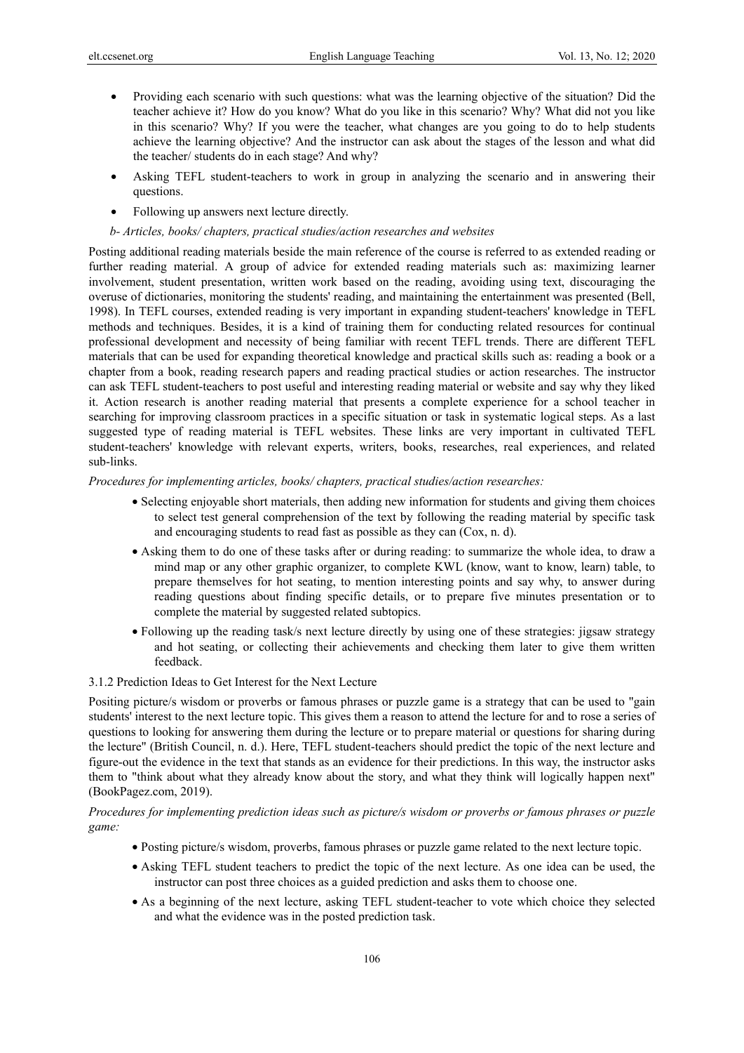- Providing each scenario with such questions: what was the learning objective of the situation? Did the teacher achieve it? How do you know? What do you like in this scenario? Why? What did not you like in this scenario? Why? If you were the teacher, what changes are you going to do to help students achieve the learning objective? And the instructor can ask about the stages of the lesson and what did the teacher/ students do in each stage? And why?
- Asking TEFL student-teachers to work in group in analyzing the scenario and in answering their questions.
- Following up answers next lecture directly.

*b- Articles, books/ chapters, practical studies/action researches and websites*

Posting additional reading materials beside the main reference of the course is referred to as extended reading or further reading material. A group of advice for extended reading materials such as: maximizing learner involvement, student presentation, written work based on the reading, avoiding using text, discouraging the overuse of dictionaries, monitoring the students' reading, and maintaining the entertainment was presented (Bell, 1998). In TEFL courses, extended reading is very important in expanding student-teachers' knowledge in TEFL methods and techniques. Besides, it is a kind of training them for conducting related resources for continual professional development and necessity of being familiar with recent TEFL trends. There are different TEFL materials that can be used for expanding theoretical knowledge and practical skills such as: reading a book or a chapter from a book, reading research papers and reading practical studies or action researches. The instructor can ask TEFL student-teachers to post useful and interesting reading material or website and say why they liked it. Action research is another reading material that presents a complete experience for a school teacher in searching for improving classroom practices in a specific situation or task in systematic logical steps. As a last suggested type of reading material is TEFL websites. These links are very important in cultivated TEFL student-teachers' knowledge with relevant experts, writers, books, researches, real experiences, and related sub-links.

*Procedures for implementing articles, books/ chapters, practical studies/action researches:*

- Selecting enjoyable short materials, then adding new information for students and giving them choices to select test general comprehension of the text by following the reading material by specific task and encouraging students to read fast as possible as they can (Cox, n. d).
- Asking them to do one of these tasks after or during reading: to summarize the whole idea, to draw a mind map or any other graphic organizer, to complete KWL (know, want to know, learn) table, to prepare themselves for hot seating, to mention interesting points and say why, to answer during reading questions about finding specific details, or to prepare five minutes presentation or to complete the material by suggested related subtopics.
- Following up the reading task/s next lecture directly by using one of these strategies: jigsaw strategy and hot seating, or collecting their achievements and checking them later to give them written feedback.

### 3.1.2 Prediction Ideas to Get Interest for the Next Lecture

Positing picture/s wisdom or proverbs or famous phrases or puzzle game is a strategy that can be used to "gain students' interest to the next lecture topic. This gives them a reason to attend the lecture for and to rose a series of questions to looking for answering them during the lecture or to prepare material or questions for sharing during the lecture" (British Council, n. d.). Here, TEFL student-teachers should predict the topic of the next lecture and figure-out the evidence in the text that stands as an evidence for their predictions. In this way, the instructor asks them to "think about what they already know about the story, and what they think will logically happen next" (BookPagez.com, 2019).

*Procedures for implementing prediction ideas such as picture/s wisdom or proverbs or famous phrases or puzzle game:*

- Posting picture/s wisdom, proverbs, famous phrases or puzzle game related to the next lecture topic.
- Asking TEFL student teachers to predict the topic of the next lecture. As one idea can be used, the instructor can post three choices as a guided prediction and asks them to choose one.
- As a beginning of the next lecture, asking TEFL student-teacher to vote which choice they selected and what the evidence was in the posted prediction task.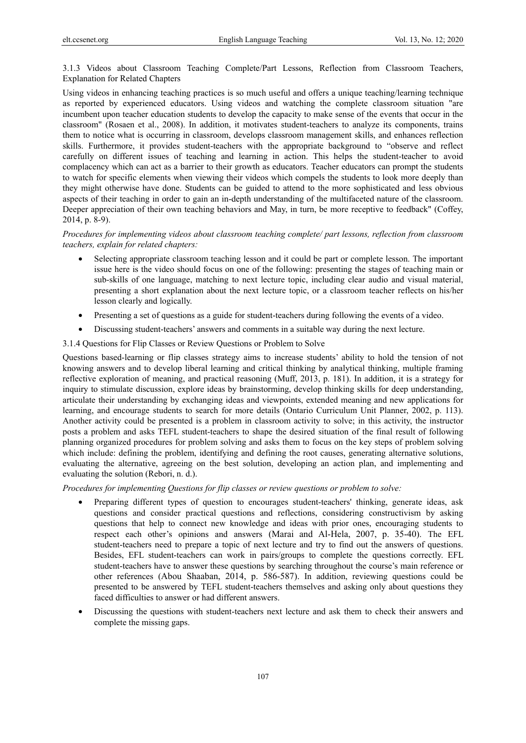#### 3.1.3 Videos about Classroom Teaching Complete/Part Lessons, Reflection from Classroom Teachers, Explanation for Related Chapters

Using videos in enhancing teaching practices is so much useful and offers a unique teaching/learning technique as reported by experienced educators. Using videos and watching the complete classroom situation "are incumbent upon teacher education students to develop the capacity to make sense of the events that occur in the classroom" (Rosaen et al., 2008). In addition, it motivates student-teachers to analyze its components, trains them to notice what is occurring in classroom, develops classroom management skills, and enhances reflection skills. Furthermore, it provides student-teachers with the appropriate background to "observe and reflect carefully on different issues of teaching and learning in action. This helps the student-teacher to avoid complacency which can act as a barrier to their growth as educators. Teacher educators can prompt the students to watch for specific elements when viewing their videos which compels the students to look more deeply than they might otherwise have done. Students can be guided to attend to the more sophisticated and less obvious aspects of their teaching in order to gain an in-depth understanding of the multifaceted nature of the classroom. Deeper appreciation of their own teaching behaviors and May, in turn, be more receptive to feedback" (Coffey, 2014, p. 8-9).

*Procedures for implementing videos about classroom teaching complete/ part lessons, reflection from classroom teachers, explain for related chapters:*

- Selecting appropriate classroom teaching lesson and it could be part or complete lesson. The important issue here is the video should focus on one of the following: presenting the stages of teaching main or sub-skills of one language, matching to next lecture topic, including clear audio and visual material, presenting a short explanation about the next lecture topic, or a classroom teacher reflects on his/her lesson clearly and logically.
- Presenting a set of questions as a guide for student-teachers during following the events of a video.
- Discussing student-teachers' answers and comments in a suitable way during the next lecture.

#### 3.1.4 Questions for Flip Classes or Review Questions or Problem to Solve

Questions based-learning or flip classes strategy aims to increase students' ability to hold the tension of not knowing answers and to develop liberal learning and critical thinking by analytical thinking, multiple framing reflective exploration of meaning, and practical reasoning (Muff, 2013, p. 181). In addition, it is a strategy for inquiry to stimulate discussion, explore ideas by brainstorming, develop thinking skills for deep understanding, articulate their understanding by exchanging ideas and viewpoints, extended meaning and new applications for learning, and encourage students to search for more details (Ontario Curriculum Unit Planner, 2002, p. 113). Another activity could be presented is a problem in classroom activity to solve; in this activity, the instructor posts a problem and asks TEFL student-teachers to shape the desired situation of the final result of following planning organized procedures for problem solving and asks them to focus on the key steps of problem solving which include: defining the problem, identifying and defining the root causes, generating alternative solutions, evaluating the alternative, agreeing on the best solution, developing an action plan, and implementing and evaluating the solution (Rebori, n. d.).

*Procedures for implementing Questions for flip classes or review questions or problem to solve:*

- Preparing different types of question to encourages student-teachers' thinking, generate ideas, ask questions and consider practical questions and reflections, considering constructivism by asking questions that help to connect new knowledge and ideas with prior ones, encouraging students to respect each other's opinions and answers (Marai and Al-Hela, 2007, p. 35-40). The EFL student-teachers need to prepare a topic of next lecture and try to find out the answers of questions. Besides, EFL student-teachers can work in pairs/groups to complete the questions correctly. EFL student-teachers have to answer these questions by searching throughout the course's main reference or other references (Abou Shaaban, 2014, p. 586-587). In addition, reviewing questions could be presented to be answered by TEFL student-teachers themselves and asking only about questions they faced difficulties to answer or had different answers.
- Discussing the questions with student-teachers next lecture and ask them to check their answers and complete the missing gaps.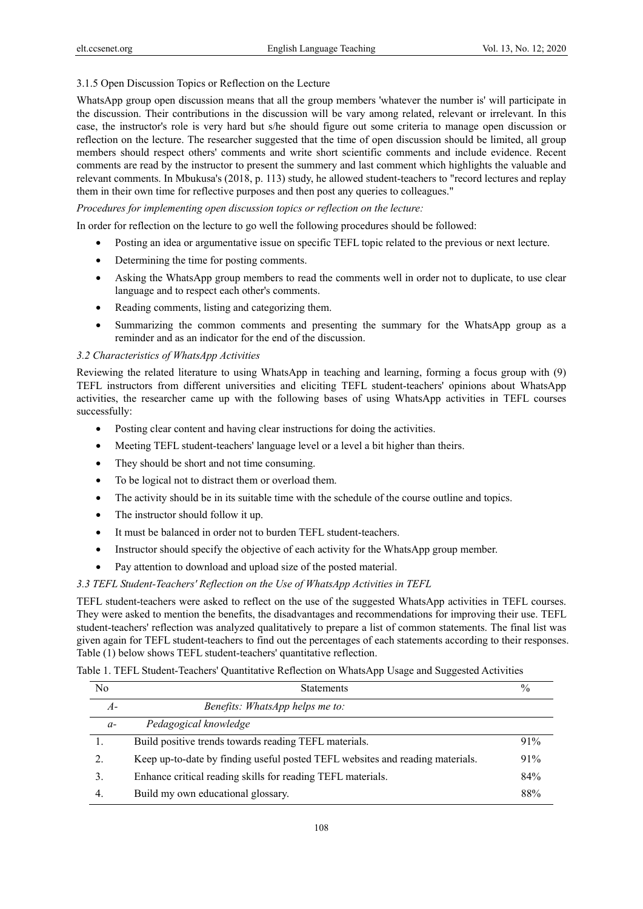### 3.1.5 Open Discussion Topics or Reflection on the Lecture

WhatsApp group open discussion means that all the group members 'whatever the number is' will participate in the discussion. Their contributions in the discussion will be vary among related, relevant or irrelevant. In this case, the instructor's role is very hard but s/he should figure out some criteria to manage open discussion or reflection on the lecture. The researcher suggested that the time of open discussion should be limited, all group members should respect others' comments and write short scientific comments and include evidence. Recent comments are read by the instructor to present the summery and last comment which highlights the valuable and relevant comments. In Mbukusa's (2018, p. 113) study, he allowed student-teachers to "record lectures and replay them in their own time for reflective purposes and then post any queries to colleagues."

*Procedures for implementing open discussion topics or reflection on the lecture:*

In order for reflection on the lecture to go well the following procedures should be followed:

- Posting an idea or argumentative issue on specific TEFL topic related to the previous or next lecture.
- Determining the time for posting comments.
- Asking the WhatsApp group members to read the comments well in order not to duplicate, to use clear language and to respect each other's comments.
- Reading comments, listing and categorizing them.
- Summarizing the common comments and presenting the summary for the WhatsApp group as a reminder and as an indicator for the end of the discussion.

### *3.2 Characteristics of WhatsApp Activities*

Reviewing the related literature to using WhatsApp in teaching and learning, forming a focus group with (9) TEFL instructors from different universities and eliciting TEFL student-teachers' opinions about WhatsApp activities, the researcher came up with the following bases of using WhatsApp activities in TEFL courses successfully:

- Posting clear content and having clear instructions for doing the activities.
- Meeting TEFL student-teachers' language level or a level a bit higher than theirs.
- They should be short and not time consuming.
- To be logical not to distract them or overload them.
- The activity should be in its suitable time with the schedule of the course outline and topics.
- The instructor should follow it up.
- It must be balanced in order not to burden TEFL student-teachers.
- Instructor should specify the objective of each activity for the WhatsApp group member.
- Pay attention to download and upload size of the posted material.

### *3.3 TEFL Student-Teachers' Reflection on the Use of WhatsApp Activities in TEFL*

TEFL student-teachers were asked to reflect on the use of the suggested WhatsApp activities in TEFL courses. They were asked to mention the benefits, the disadvantages and recommendations for improving their use. TEFL student-teachers' reflection was analyzed qualitatively to prepare a list of common statements. The final list was given again for TEFL student-teachers to find out the percentages of each statements according to their responses. Table (1) below shows TEFL student-teachers' quantitative reflection.

Table 1. TEFL Student-Teachers' Quantitative Reflection on WhatsApp Usage and Suggested Activities

| No | Statements | % |
|---|---|---|
| *A-* | *Benefits: WhatsApp helps me to:* | |
| *a-* | *Pedagogical knowledge* | |
| 1. | Build positive trends towards reading TEFL materials. | 91% |
| 2. | Keep up-to-date by finding useful posted TEFL websites and reading materials. | 91% |
| 3. | Enhance critical reading skills for reading TEFL materials. | 84% |
| 4. | Build my own educational glossary. | 88% |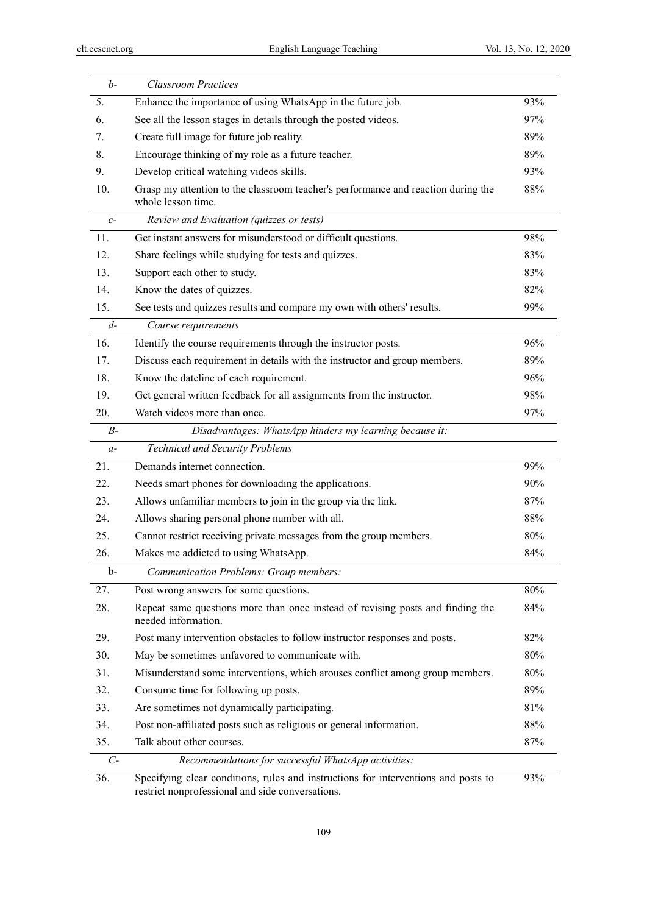| | | |
|---|---|---|
| *b-* | *Classroom Practices* | |
| 5. | Enhance the importance of using WhatsApp in the future job. | 93% |
| 6. | See all the lesson stages in details through the posted videos. | 97% |
| 7. | Create full image for future job reality. | 89% |
| 8. | Encourage thinking of my role as a future teacher. | 89% |
| 9. | Develop critical watching videos skills. | 93% |
| 10. | Grasp my attention to the classroom teacher's performance and reaction during the whole lesson time. | 88% |
| *c-* | *Review and Evaluation (quizzes or tests)* | |
| 11. | Get instant answers for misunderstood or difficult questions. | 98% |
| 12. | Share feelings while studying for tests and quizzes. | 83% |
| 13. | Support each other to study. | 83% |
| 14. | Know the dates of quizzes. | 82% |
| 15. | See tests and quizzes results and compare my own with others' results. | 99% |
| *d-* | *Course requirements* | |
| 16. | Identify the course requirements through the instructor posts. | 96% |
| 17. | Discuss each requirement in details with the instructor and group members. | 89% |
| 18. | Know the dateline of each requirement. | 96% |
| 19. | Get general written feedback for all assignments from the instructor. | 98% |
| 20. | Watch videos more than once. | 97% |
| *B-* | *Disadvantages: WhatsApp hinders my learning because it:* | |
| *a-* | *Technical and Security Problems* | |
| 21. | Demands internet connection. | 99% |
| 22. | Needs smart phones for downloading the applications. | 90% |
| 23. | Allows unfamiliar members to join in the group via the link. | 87% |
| 24. | Allows sharing personal phone number with all. | 88% |
| 25. | Cannot restrict receiving private messages from the group members. | 80% |
| 26. | Makes me addicted to using WhatsApp. | 84% |
| b- | *Communication Problems: Group members:* | |
| 27. | Post wrong answers for some questions. | 80% |
| 28. | Repeat same questions more than once instead of revising posts and finding the needed information. | 84% |
| 29. | Post many intervention obstacles to follow instructor responses and posts. | 82% |
| 30. | May be sometimes unfavored to communicate with. | 80% |
| 31. | Misunderstand some interventions, which arouses conflict among group members. | 80% |
| 32. | Consume time for following up posts. | 89% |
| 33. | Are sometimes not dynamically participating. | 81% |
| 34. | Post non-affiliated posts such as religious or general information. | 88% |
| 35. | Talk about other courses. | 87% |
| *C-* | *Recommendations for successful WhatsApp activities:* | |
| 36. | Specifying clear conditions, rules and instructions for interventions and posts to restrict nonprofessional and side conversations. | 93% |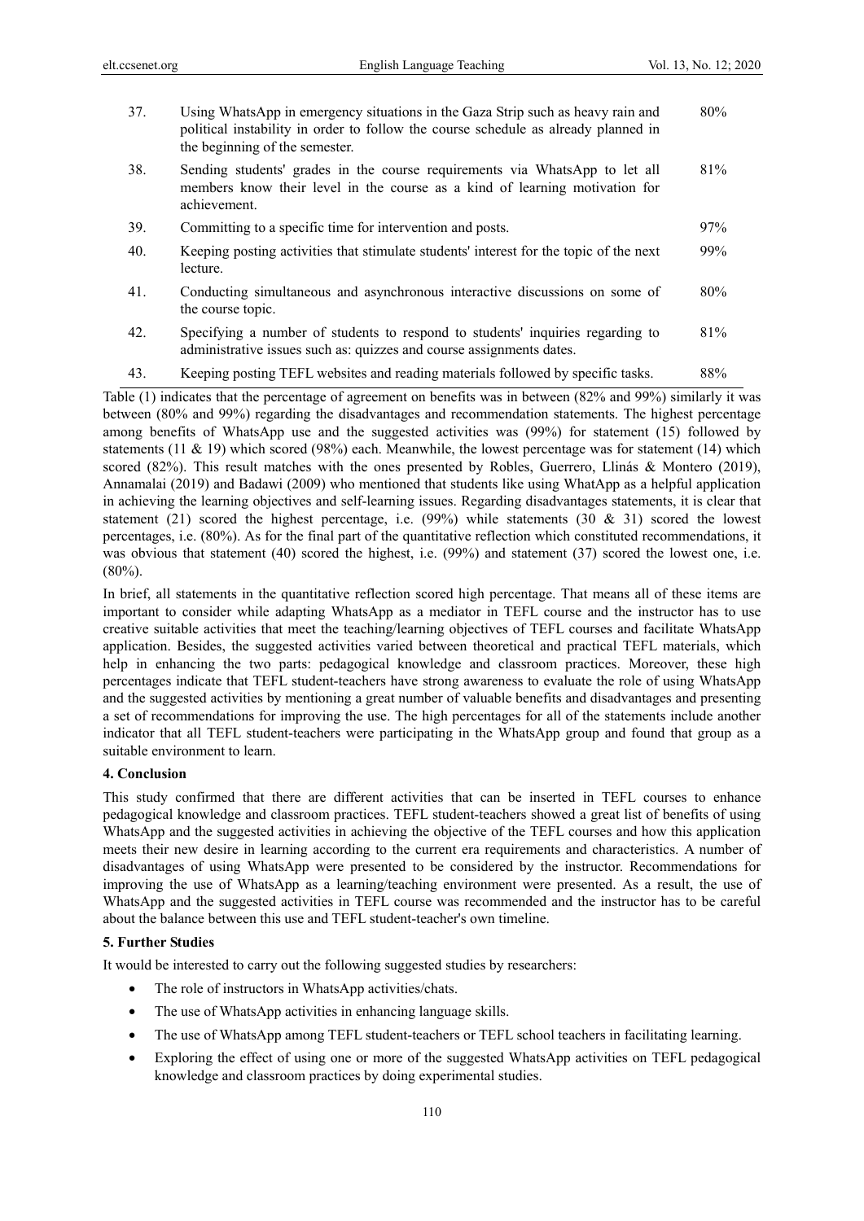| | | |
|---|---|---|
| 37. | Using WhatsApp in emergency situations in the Gaza Strip such as heavy rain and political instability in order to follow the course schedule as already planned in the beginning of the semester. | 80% |
| 38. | Sending students' grades in the course requirements via WhatsApp to let all members know their level in the course as a kind of learning motivation for achievement. | 81% |
| 39. | Committing to a specific time for intervention and posts. | 97% |
| 40. | Keeping posting activities that stimulate students' interest for the topic of the next lecture. | 99% |
| 41. | Conducting simultaneous and asynchronous interactive discussions on some of the course topic. | 80% |
| 42. | Specifying a number of students to respond to students' inquiries regarding to administrative issues such as: quizzes and course assignments dates. | 81% |
| 43. | Keeping posting TEFL websites and reading materials followed by specific tasks. | 88% |

Table (1) indicates that the percentage of agreement on benefits was in between (82% and 99%) similarly it was between (80% and 99%) regarding the disadvantages and recommendation statements. The highest percentage among benefits of WhatsApp use and the suggested activities was (99%) for statement (15) followed by statements (11 & 19) which scored (98%) each. Meanwhile, the lowest percentage was for statement (14) which scored (82%). This result matches with the ones presented by Robles, Guerrero, Llinás & Montero (2019), Annamalai (2019) and Badawi (2009) who mentioned that students like using WhatApp as a helpful application in achieving the learning objectives and self-learning issues. Regarding disadvantages statements, it is clear that statement (21) scored the highest percentage, i.e. (99%) while statements (30 & 31) scored the lowest percentages, i.e. (80%). As for the final part of the quantitative reflection which constituted recommendations, it was obvious that statement (40) scored the highest, i.e. (99%) and statement (37) scored the lowest one, i.e. (80%).

In brief, all statements in the quantitative reflection scored high percentage. That means all of these items are important to consider while adapting WhatsApp as a mediator in TEFL course and the instructor has to use creative suitable activities that meet the teaching/learning objectives of TEFL courses and facilitate WhatsApp application. Besides, the suggested activities varied between theoretical and practical TEFL materials, which help in enhancing the two parts: pedagogical knowledge and classroom practices. Moreover, these high percentages indicate that TEFL student-teachers have strong awareness to evaluate the role of using WhatsApp and the suggested activities by mentioning a great number of valuable benefits and disadvantages and presenting a set of recommendations for improving the use. The high percentages for all of the statements include another indicator that all TEFL student-teachers were participating in the WhatsApp group and found that group as a suitable environment to learn.

## 4. Conclusion

This study confirmed that there are different activities that can be inserted in TEFL courses to enhance pedagogical knowledge and classroom practices. TEFL student-teachers showed a great list of benefits of using WhatsApp and the suggested activities in achieving the objective of the TEFL courses and how this application meets their new desire in learning according to the current era requirements and characteristics. A number of disadvantages of using WhatsApp were presented to be considered by the instructor. Recommendations for improving the use of WhatsApp as a learning/teaching environment were presented. As a result, the use of WhatsApp and the suggested activities in TEFL course was recommended and the instructor has to be careful about the balance between this use and TEFL student-teacher's own timeline.

## 5. Further Studies

It would be interested to carry out the following suggested studies by researchers:

- The role of instructors in WhatsApp activities/chats.
- The use of WhatsApp activities in enhancing language skills.
- The use of WhatsApp among TEFL student-teachers or TEFL school teachers in facilitating learning.
- Exploring the effect of using one or more of the suggested WhatsApp activities on TEFL pedagogical knowledge and classroom practices by doing experimental studies.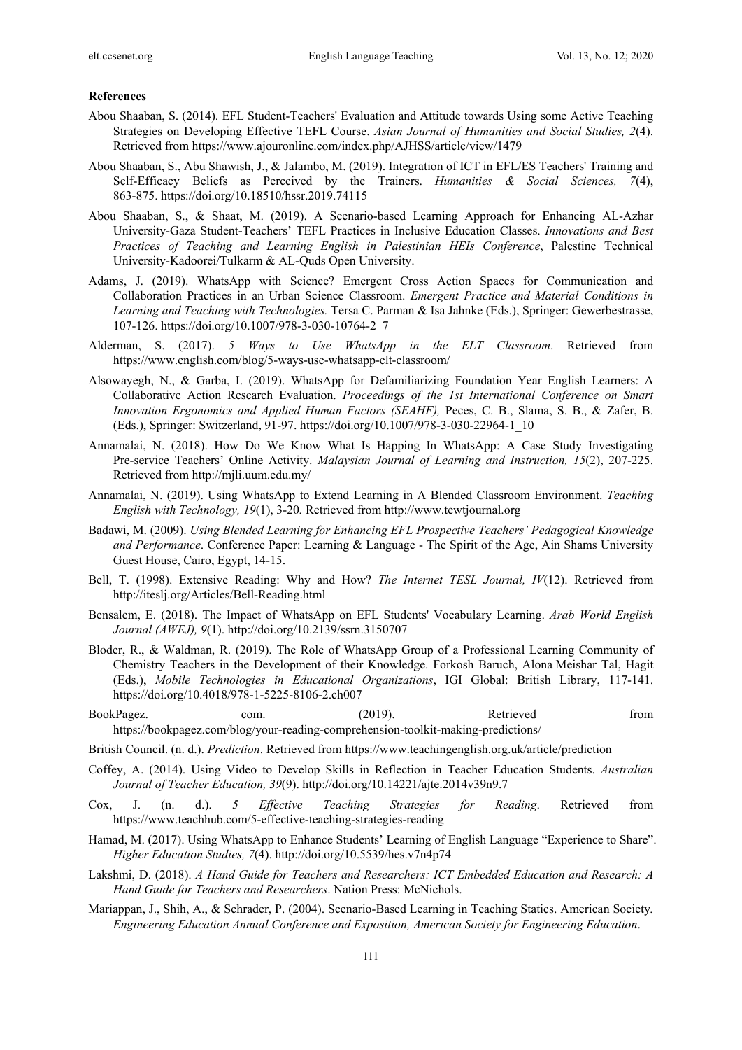**References**

Abou Shaaban, S. (2014). EFL Student-Teachers' Evaluation and Attitude towards Using some Active Teaching Strategies on Developing Effective TEFL Course. *Asian Journal of Humanities and Social Studies, 2*(4). Retrieved from https://www.ajouronline.com/index.php/AJHSS/article/view/1479

Abou Shaaban, S., Abu Shawish, J., & Jalambo, M. (2019). Integration of ICT in EFL/ES Teachers' Training and Self-Efficacy Beliefs as Perceived by the Trainers. *Humanities & Social Sciences, 7*(4), 863-875. https://doi.org/10.18510/hssr.2019.74115

Abou Shaaban, S., & Shaat, M. (2019). A Scenario-based Learning Approach for Enhancing AL-Azhar University-Gaza Student-Teachers' TEFL Practices in Inclusive Education Classes. *Innovations and Best Practices of Teaching and Learning English in Palestinian HEIs Conference*, Palestine Technical University-Kadoorei/Tulkarm & AL-Quds Open University.

Adams, J. (2019). WhatsApp with Science? Emergent Cross Action Spaces for Communication and Collaboration Practices in an Urban Science Classroom. *Emergent Practice and Material Conditions in Learning and Teaching with Technologies.* Tersa C. Parman & Isa Jahnke (Eds.), Springer: Gewerbestrasse, 107-126. https://doi.org/10.1007/978-3-030-10764-2_7

Alderman, S. (2017). *5 Ways to Use WhatsApp in the ELT Classroom*. Retrieved from https://www.english.com/blog/5-ways-use-whatsapp-elt-classroom/

Alsowayegh, N., & Garba, I. (2019). WhatsApp for Defamiliarizing Foundation Year English Learners: A Collaborative Action Research Evaluation. *Proceedings of the 1st International Conference on Smart Innovation Ergonomics and Applied Human Factors (SEAHF),* Peces, C. B., Slama, S. B., & Zafer, B. (Eds.), Springer: Switzerland, 91-97. https://doi.org/10.1007/978-3-030-22964-1_10

Annamalai, N. (2018). How Do We Know What Is Happing In WhatsApp: A Case Study Investigating Pre-service Teachers' Online Activity. *Malaysian Journal of Learning and Instruction, 15*(2), 207-225. Retrieved from http://mjli.uum.edu.my/

Annamalai, N. (2019). Using WhatsApp to Extend Learning in A Blended Classroom Environment. *Teaching English with Technology, 19*(1), 3-20*.* Retrieved from http://www.tewtjournal.org

Badawi, M. (2009). *Using Blended Learning for Enhancing EFL Prospective Teachers' Pedagogical Knowledge and Performance*. Conference Paper: Learning & Language - The Spirit of the Age, Ain Shams University Guest House, Cairo, Egypt, 14-15.

Bell, T. (1998). Extensive Reading: Why and How? *The Internet TESL Journal, IV*(12). Retrieved from http://iteslj.org/Articles/Bell-Reading.html

Bensalem, E. (2018). The Impact of WhatsApp on EFL Students' Vocabulary Learning. *Arab World English Journal (AWEJ), 9*(1). http://doi.org/10.2139/ssrn.3150707

Bloder, R., & Waldman, R. (2019). The Role of WhatsApp Group of a Professional Learning Community of Chemistry Teachers in the Development of their Knowledge. Forkosh Baruch, Alona Meishar Tal, Hagit (Eds.), *Mobile Technologies in Educational Organizations*, IGI Global: British Library, 117-141. https://doi.org/10.4018/978-1-5225-8106-2.ch007

BookPagez. com. (2019). Retrieved from https://bookpagez.com/blog/your-reading-comprehension-toolkit-making-predictions/

British Council. (n. d.). *Prediction*. Retrieved from https://www.teachingenglish.org.uk/article/prediction

Coffey, A. (2014). Using Video to Develop Skills in Reflection in Teacher Education Students. *Australian Journal of Teacher Education, 39*(9). http://doi.org/10.14221/ajte.2014v39n9.7

Cox, J. (n. d.). *5 Effective Teaching Strategies for Reading*. Retrieved from https://www.teachhub.com/5-effective-teaching-strategies-reading

Hamad, M. (2017). Using WhatsApp to Enhance Students' Learning of English Language "Experience to Share". *Higher Education Studies, 7*(4). http://doi.org/10.5539/hes.v7n4p74

Lakshmi, D. (2018). *A Hand Guide for Teachers and Researchers: ICT Embedded Education and Research: A Hand Guide for Teachers and Researchers*. Nation Press: McNichols.

Mariappan, J., Shih, A., & Schrader, P. (2004). Scenario-Based Learning in Teaching Statics. American Society*. Engineering Education Annual Conference and Exposition, American Society for Engineering Education*.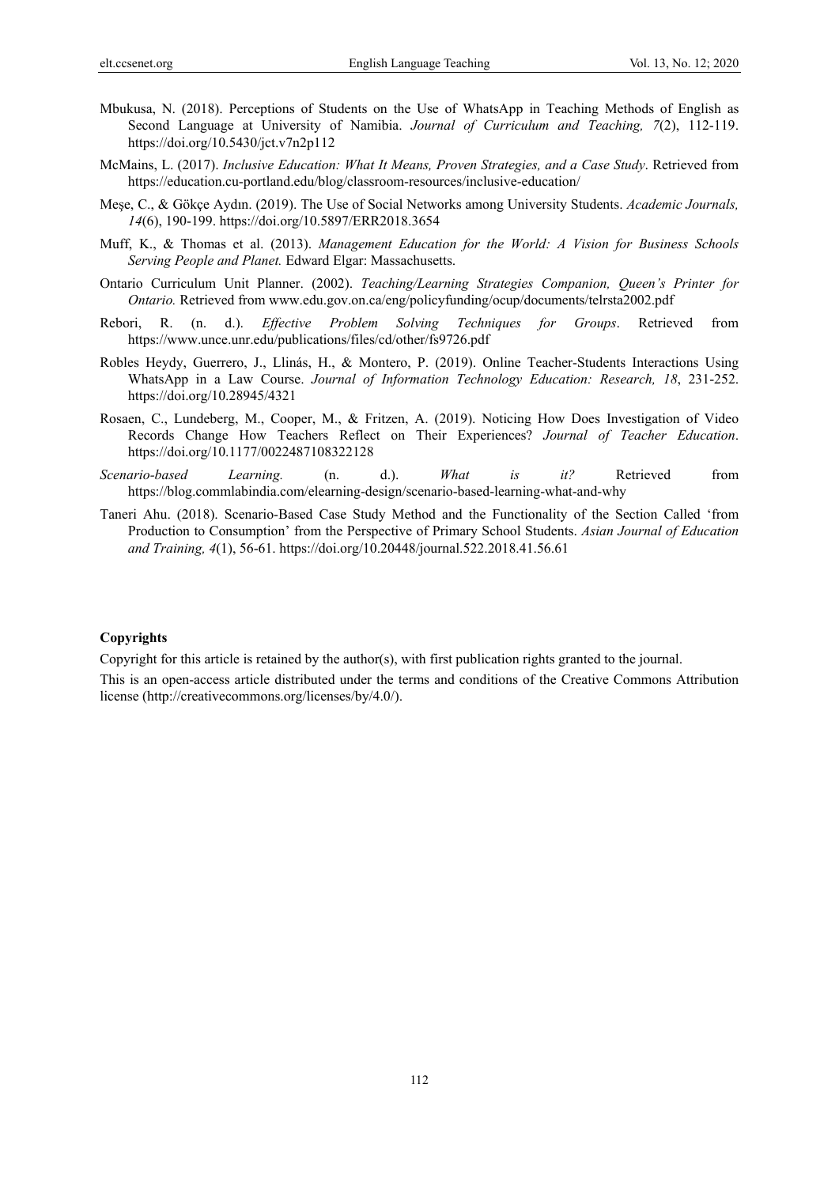Mbukusa, N. (2018). Perceptions of Students on the Use of WhatsApp in Teaching Methods of English as Second Language at University of Namibia. *Journal of Curriculum and Teaching, 7*(2), 112-119. https://doi.org/10.5430/jct.v7n2p112

McMains, L. (2017). *Inclusive Education: What It Means, Proven Strategies, and a Case Study*. Retrieved from https://education.cu-portland.edu/blog/classroom-resources/inclusive-education/

Meşe, C., & Gökçe Aydın. (2019). The Use of Social Networks among University Students. *Academic Journals, 14*(6), 190-199. https://doi.org/10.5897/ERR2018.3654

Muff, K., & Thomas et al. (2013). *Management Education for the World: A Vision for Business Schools Serving People and Planet.* Edward Elgar: Massachusetts.

Ontario Curriculum Unit Planner. (2002). *Teaching/Learning Strategies Companion, Queen's Printer for Ontario.* Retrieved from www.edu.gov.on.ca/eng/policyfunding/ocup/documents/telrsta2002.pdf

Rebori, R. (n. d.). *Effective Problem Solving Techniques for Groups*. Retrieved from https://www.unce.unr.edu/publications/files/cd/other/fs9726.pdf

Robles Heydy, Guerrero, J., Llinás, H., & Montero, P. (2019). Online Teacher-Students Interactions Using WhatsApp in a Law Course. *Journal of Information Technology Education: Research, 18*, 231-252. https://doi.org/10.28945/4321

Rosaen, C., Lundeberg, M., Cooper, M., & Fritzen, A. (2019). Noticing How Does Investigation of Video Records Change How Teachers Reflect on Their Experiences? *Journal of Teacher Education*. https://doi.org/10.1177/0022487108322128

*Scenario-based Learning.* (n. d.). *What is it?* Retrieved from https://blog.commlabindia.com/elearning-design/scenario-based-learning-what-and-why

Taneri Ahu. (2018). Scenario-Based Case Study Method and the Functionality of the Section Called 'from Production to Consumption' from the Perspective of Primary School Students. *Asian Journal of Education and Training, 4*(1), 56-61. https://doi.org/10.20448/journal.522.2018.41.56.61

**Copyrights**

Copyright for this article is retained by the author(s), with first publication rights granted to the journal.

This is an open-access article distributed under the terms and conditions of the Creative Commons Attribution license (http://creativecommons.org/licenses/by/4.0/).